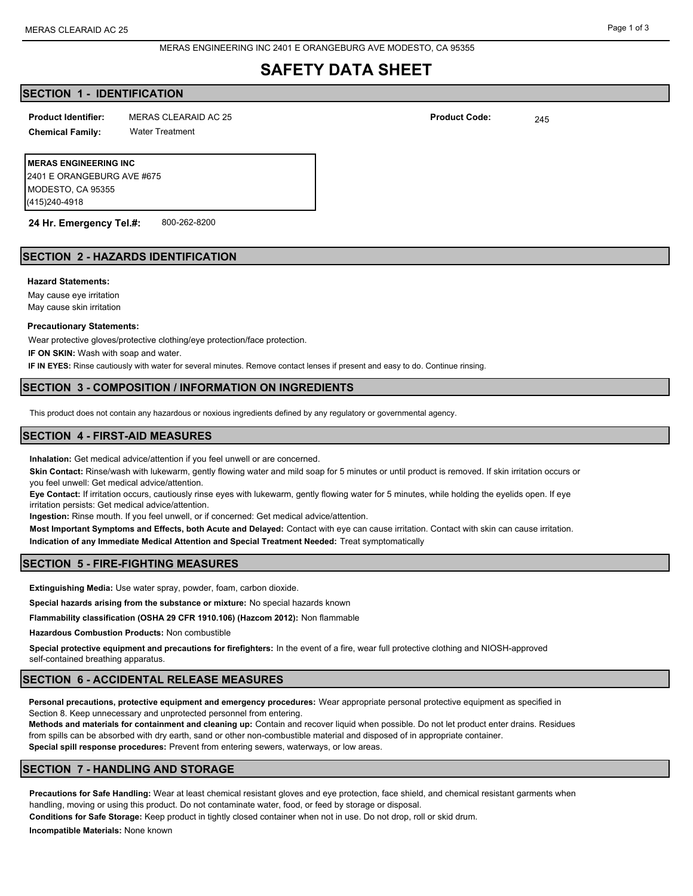MERAS ENGINEERING INC 2401 E ORANGEBURG AVE MODESTO, CA 95355

# SAFETY DATA SHEET

## SECTION 1 - IDENTIFICATION

**Product Identifier:** MERAS CLEARAID AC 25

**Product Code:** 245

**Chemical Family:** Water Treatment

**MERAS ENGINEERING INC**
2401 E ORANGEBURG AVE #675
MODESTO, CA 95355
(415)240-4918

**24 Hr. Emergency Tel.#:** 800-262-8200

## SECTION 2 - HAZARDS IDENTIFICATION

**Hazard Statements:**

May cause eye irritation
May cause skin irritation

**Precautionary Statements:**

Wear protective gloves/protective clothing/eye protection/face protection.

**IF ON SKIN:** Wash with soap and water.

**IF IN EYES:** Rinse cautiously with water for several minutes. Remove contact lenses if present and easy to do. Continue rinsing.

## SECTION 3 - COMPOSITION / INFORMATION ON INGREDIENTS

This product does not contain any hazardous or noxious ingredients defined by any regulatory or governmental agency.

## SECTION 4 - FIRST-AID MEASURES

**Inhalation:** Get medical advice/attention if you feel unwell or are concerned.

**Skin Contact:** Rinse/wash with lukewarm, gently flowing water and mild soap for 5 minutes or until product is removed. If skin irritation occurs or you feel unwell: Get medical advice/attention.

**Eye Contact:** If irritation occurs, cautiously rinse eyes with lukewarm, gently flowing water for 5 minutes, while holding the eyelids open. If eye irritation persists: Get medical advice/attention.

**Ingestion:** Rinse mouth. If you feel unwell, or if concerned: Get medical advice/attention.

**Most Important Symptoms and Effects, both Acute and Delayed:** Contact with eye can cause irritation. Contact with skin can cause irritation.

**Indication of any Immediate Medical Attention and Special Treatment Needed:** Treat symptomatically

## SECTION 5 - FIRE-FIGHTING MEASURES

**Extinguishing Media:** Use water spray, powder, foam, carbon dioxide.

**Special hazards arising from the substance or mixture:** No special hazards known

**Flammability classification (OSHA 29 CFR 1910.106) (Hazcom 2012):** Non flammable

**Hazardous Combustion Products:** Non combustible

**Special protective equipment and precautions for firefighters:** In the event of a fire, wear full protective clothing and NIOSH-approved self-contained breathing apparatus.

## SECTION 6 - ACCIDENTAL RELEASE MEASURES

**Personal precautions, protective equipment and emergency procedures:** Wear appropriate personal protective equipment as specified in Section 8. Keep unnecessary and unprotected personnel from entering.

**Methods and materials for containment and cleaning up:** Contain and recover liquid when possible. Do not let product enter drains. Residues from spills can be absorbed with dry earth, sand or other non-combustible material and disposed of in appropriate container.

**Special spill response procedures:** Prevent from entering sewers, waterways, or low areas.

## SECTION 7 - HANDLING AND STORAGE

**Precautions for Safe Handling:** Wear at least chemical resistant gloves and eye protection, face shield, and chemical resistant garments when handling, moving or using this product. Do not contaminate water, food, or feed by storage or disposal.

**Conditions for Safe Storage:** Keep product in tightly closed container when not in use. Do not drop, roll or skid drum.

**Incompatible Materials:** None known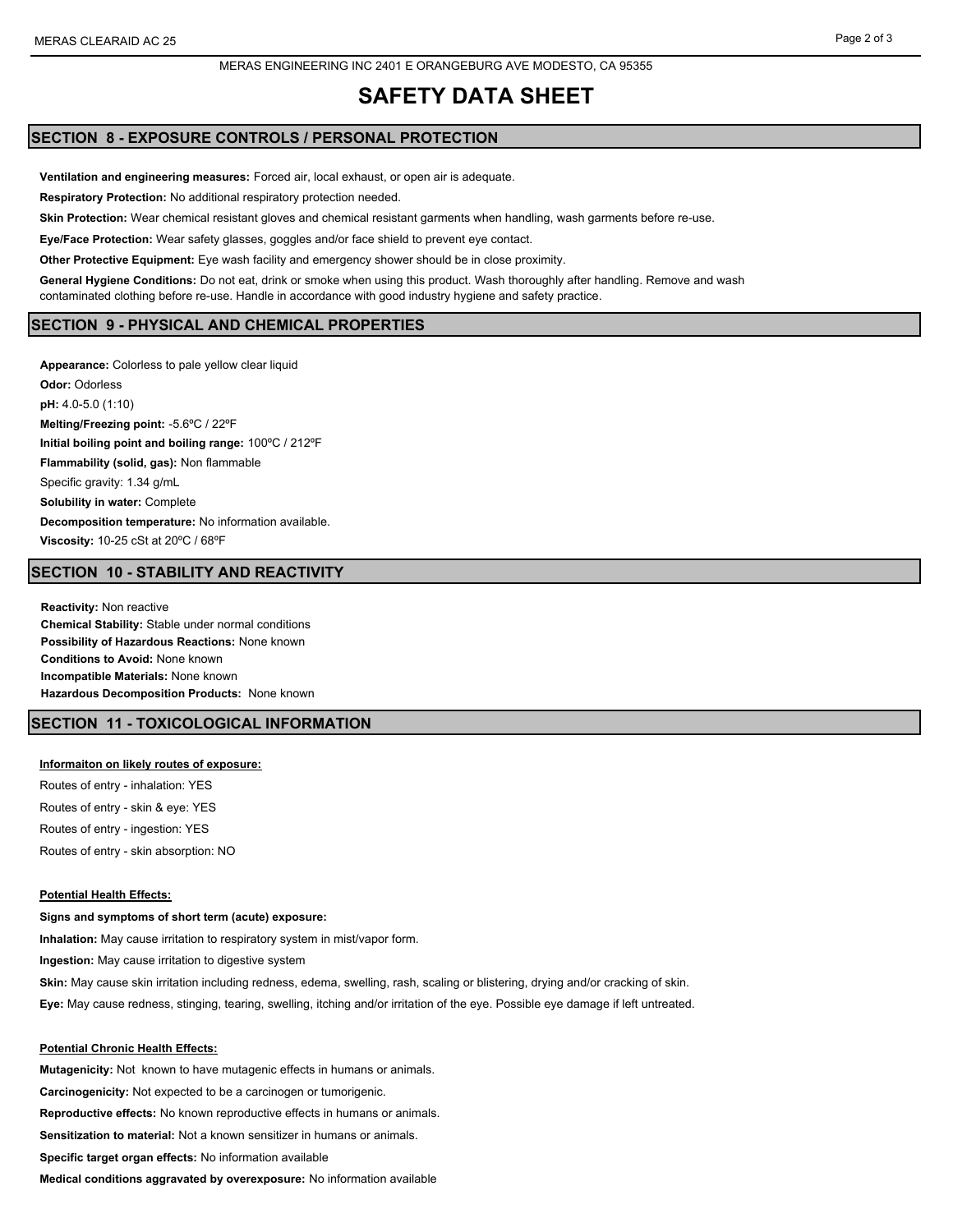# SAFETY DATA SHEET

MERAS ENGINEERING INC 2401 E ORANGEBURG AVE MODESTO, CA 95355

## SECTION 8 - EXPOSURE CONTROLS / PERSONAL PROTECTION

**Ventilation and engineering measures:** Forced air, local exhaust, or open air is adequate.

**Respiratory Protection:** No additional respiratory protection needed.

**Skin Protection:** Wear chemical resistant gloves and chemical resistant garments when handling, wash garments before re-use.

**Eye/Face Protection:** Wear safety glasses, goggles and/or face shield to prevent eye contact.

**Other Protective Equipment:** Eye wash facility and emergency shower should be in close proximity.

**General Hygiene Conditions:** Do not eat, drink or smoke when using this product. Wash thoroughly after handling. Remove and wash contaminated clothing before re-use. Handle in accordance with good industry hygiene and safety practice.

## SECTION 9 - PHYSICAL AND CHEMICAL PROPERTIES

**Appearance:** Colorless to pale yellow clear liquid

**Odor:** Odorless

**pH:** 4.0-5.0 (1:10)

**Melting/Freezing point:** -5.6ºC / 22ºF

**Initial boiling point and boiling range:** 100ºC / 212ºF

**Flammability (solid, gas):** Non flammable

Specific gravity: 1.34 g/mL

**Solubility in water:** Complete

**Decomposition temperature:** No information available.

**Viscosity:** 10-25 cSt at 20ºC / 68ºF

## SECTION 10 - STABILITY AND REACTIVITY

**Reactivity:** Non reactive

**Chemical Stability:** Stable under normal conditions

**Possibility of Hazardous Reactions:** None known

**Conditions to Avoid:** None known

**Incompatible Materials:** None known

**Hazardous Decomposition Products:** None known

## SECTION 11 - TOXICOLOGICAL INFORMATION

**Informaiton on likely routes of exposure:**

Routes of entry - inhalation: YES

Routes of entry - skin & eye: YES

Routes of entry - ingestion: YES

Routes of entry - skin absorption: NO

**Potential Health Effects:**

**Signs and symptoms of short term (acute) exposure:**

**Inhalation:** May cause irritation to respiratory system in mist/vapor form.

**Ingestion:** May cause irritation to digestive system

**Skin:** May cause skin irritation including redness, edema, swelling, rash, scaling or blistering, drying and/or cracking of skin.

**Eye:** May cause redness, stinging, tearing, swelling, itching and/or irritation of the eye. Possible eye damage if left untreated.

**Potential Chronic Health Effects:**

**Mutagenicity:** Not known to have mutagenic effects in humans or animals.

**Carcinogenicity:** Not expected to be a carcinogen or tumorigenic.

**Reproductive effects:** No known reproductive effects in humans or animals.

**Sensitization to material:** Not a known sensitizer in humans or animals.

**Specific target organ effects:** No information available

**Medical conditions aggravated by overexposure:** No information available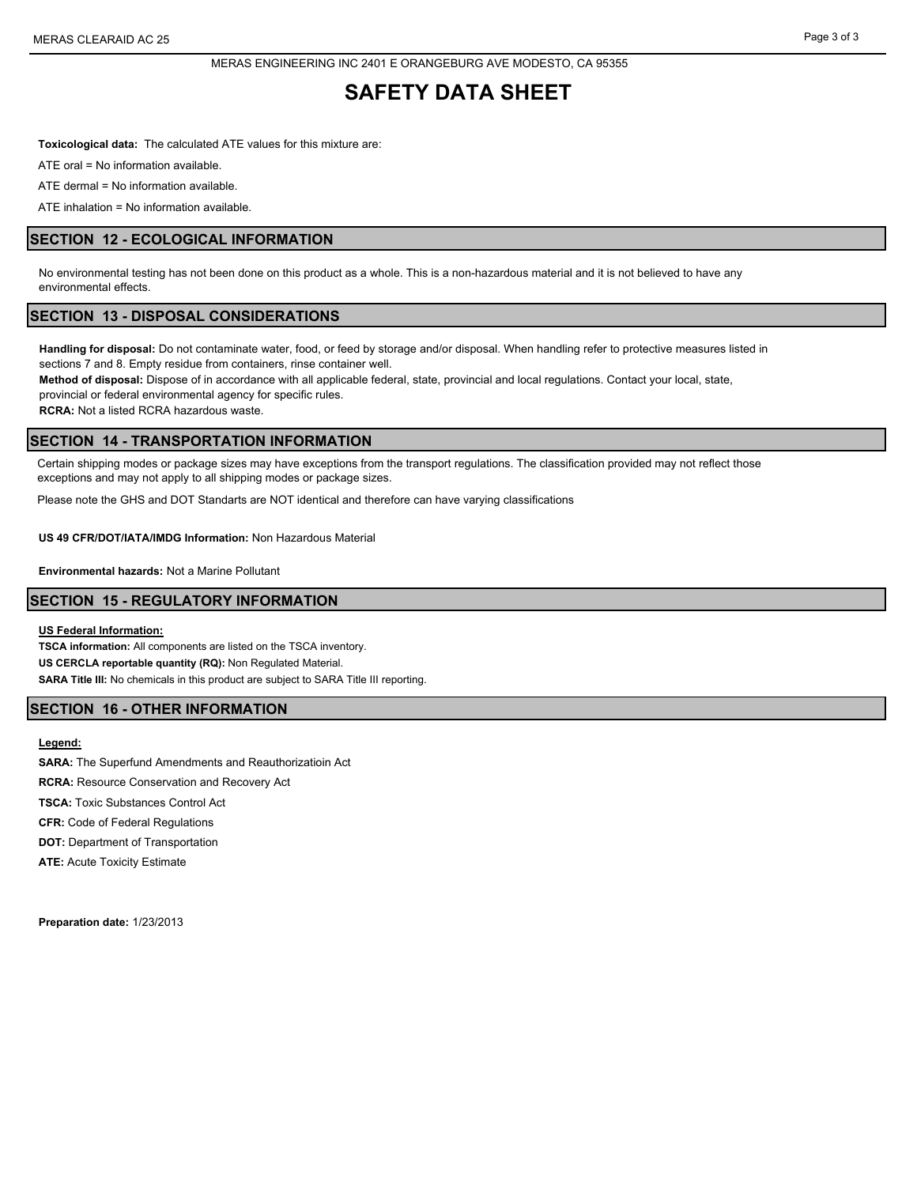MERAS ENGINEERING INC 2401 E ORANGEBURG AVE MODESTO, CA 95355

# SAFETY DATA SHEET

**Toxicological data:** The calculated ATE values for this mixture are:

ATE oral = No information available.

ATE dermal = No information available.

ATE inhalation = No information available.

## SECTION 12 - ECOLOGICAL INFORMATION

No environmental testing has not been done on this product as a whole. This is a non-hazardous material and it is not believed to have any environmental effects.

## SECTION 13 - DISPOSAL CONSIDERATIONS

**Handling for disposal:** Do not contaminate water, food, or feed by storage and/or disposal. When handling refer to protective measures listed in sections 7 and 8. Empty residue from containers, rinse container well.

**Method of disposal:** Dispose of in accordance with all applicable federal, state, provincial and local regulations. Contact your local, state, provincial or federal environmental agency for specific rules.

**RCRA:** Not a listed RCRA hazardous waste.

## SECTION 14 - TRANSPORTATION INFORMATION

Certain shipping modes or package sizes may have exceptions from the transport regulations. The classification provided may not reflect those exceptions and may not apply to all shipping modes or package sizes.

Please note the GHS and DOT Standarts are NOT identical and therefore can have varying classifications

**US 49 CFR/DOT/IATA/IMDG Information:** Non Hazardous Material

**Environmental hazards:** Not a Marine Pollutant

## SECTION 15 - REGULATORY INFORMATION

**US Federal Information:**

**TSCA information:** All components are listed on the TSCA inventory.

**US CERCLA reportable quantity (RQ):** Non Regulated Material.

**SARA Title III:** No chemicals in this product are subject to SARA Title III reporting.

## SECTION 16 - OTHER INFORMATION

**Legend:**

**SARA:** The Superfund Amendments and Reauthorizatioin Act

**RCRA:** Resource Conservation and Recovery Act

**TSCA:** Toxic Substances Control Act

**CFR:** Code of Federal Regulations

**DOT:** Department of Transportation

**ATE:** Acute Toxicity Estimate

**Preparation date:** 1/23/2013